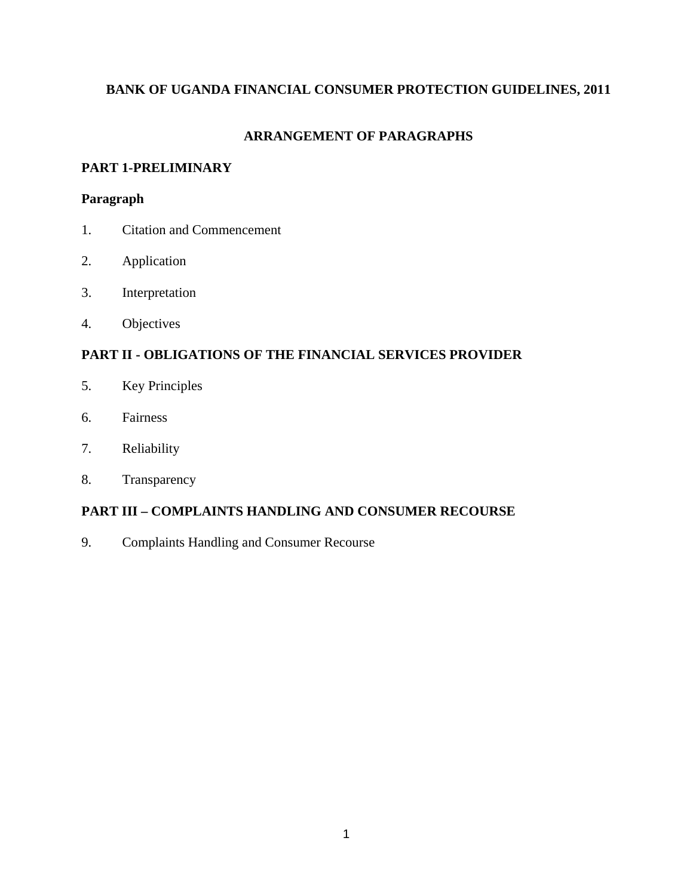# BANK OF UGANDA FINANCIAL CONSUMER PROTECTION GUIDELINES, 2011

## ARRANGEMENT OF PARAGRAPHS

### PART 1-PRELIMINARY

**Paragraph**

1. Citation and Commencement
2. Application
3. Interpretation
4. Objectives

### PART II - OBLIGATIONS OF THE FINANCIAL SERVICES PROVIDER

5. Key Principles
6. Fairness
7. Reliability
8. Transparency

### PART III – COMPLAINTS HANDLING AND CONSUMER RECOURSE

9. Complaints Handling and Consumer Recourse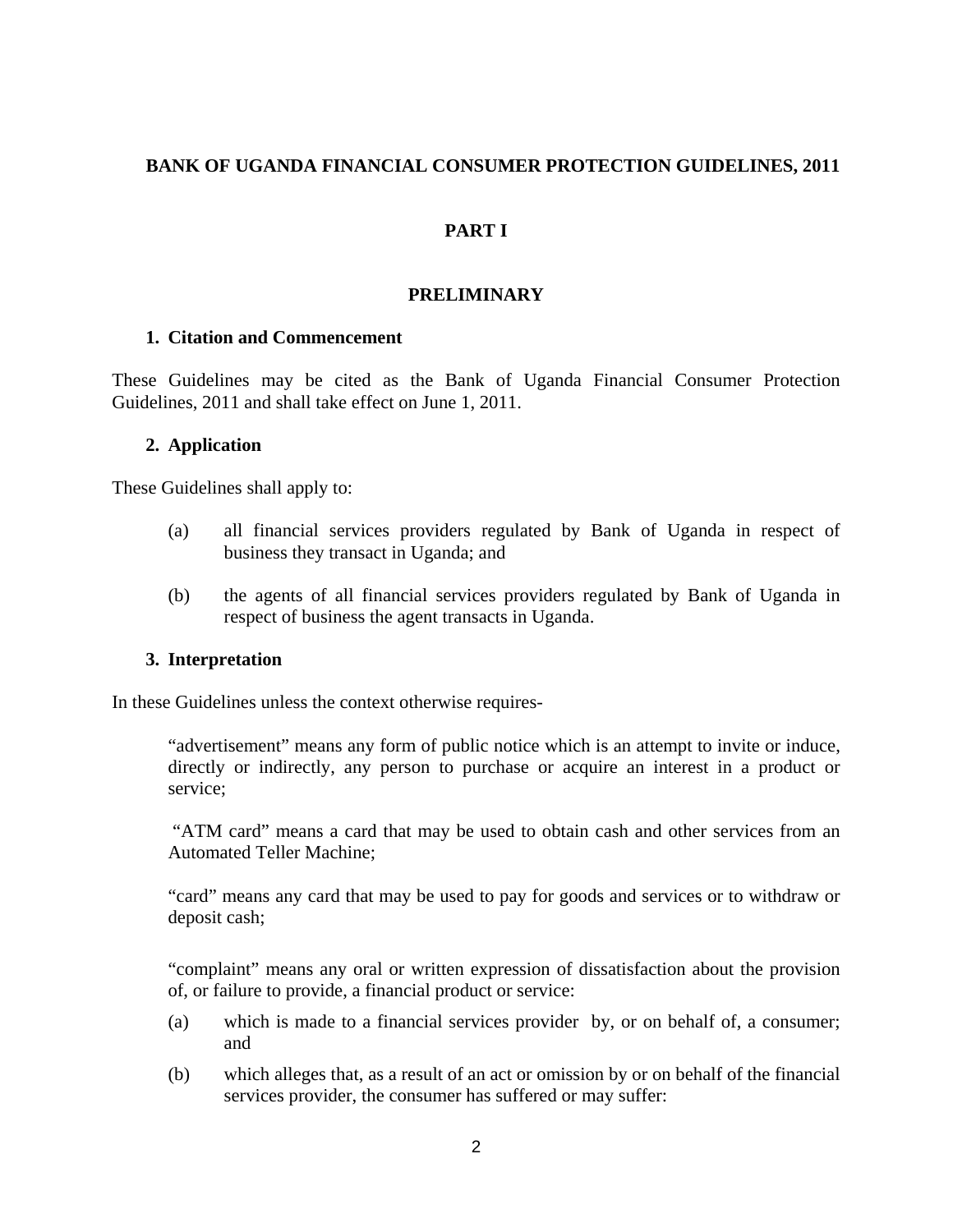# BANK OF UGANDA FINANCIAL CONSUMER PROTECTION GUIDELINES, 2011

## PART I

## PRELIMINARY

### 1. Citation and Commencement

These Guidelines may be cited as the Bank of Uganda Financial Consumer Protection Guidelines, 2011 and shall take effect on June 1, 2011.

### 2. Application

These Guidelines shall apply to:

(a) all financial services providers regulated by Bank of Uganda in respect of business they transact in Uganda; and

(b) the agents of all financial services providers regulated by Bank of Uganda in respect of business the agent transacts in Uganda.

### 3. Interpretation

In these Guidelines unless the context otherwise requires-

"advertisement" means any form of public notice which is an attempt to invite or induce, directly or indirectly, any person to purchase or acquire an interest in a product or service;

"ATM card" means a card that may be used to obtain cash and other services from an Automated Teller Machine;

"card" means any card that may be used to pay for goods and services or to withdraw or deposit cash;

"complaint" means any oral or written expression of dissatisfaction about the provision of, or failure to provide, a financial product or service:

(a) which is made to a financial services provider by, or on behalf of, a consumer; and

(b) which alleges that, as a result of an act or omission by or on behalf of the financial services provider, the consumer has suffered or may suffer: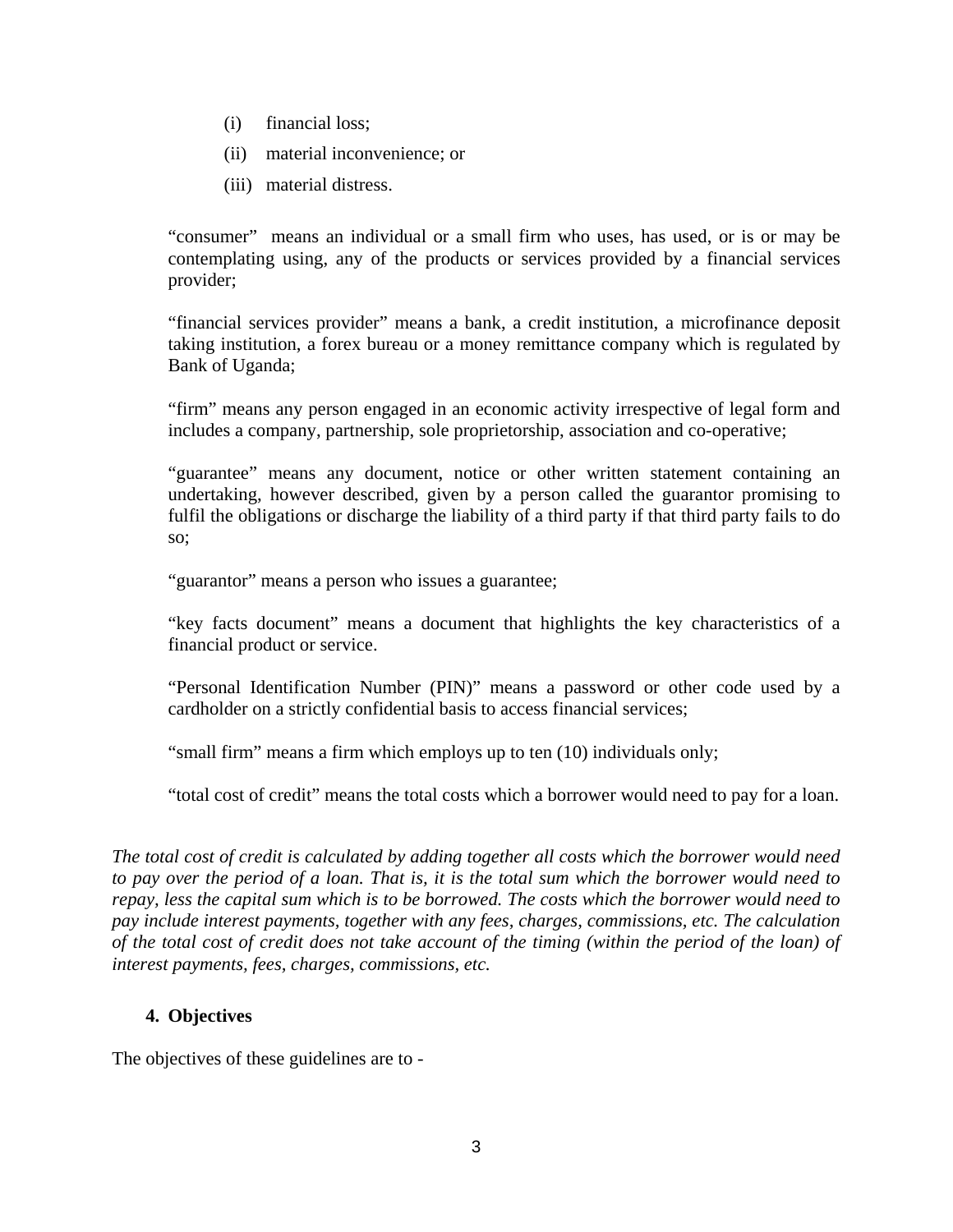(i) financial loss;

(ii) material inconvenience; or

(iii) material distress.

"consumer" means an individual or a small firm who uses, has used, or is or may be contemplating using, any of the products or services provided by a financial services provider;

"financial services provider" means a bank, a credit institution, a microfinance deposit taking institution, a forex bureau or a money remittance company which is regulated by Bank of Uganda;

"firm" means any person engaged in an economic activity irrespective of legal form and includes a company, partnership, sole proprietorship, association and co-operative;

"guarantee" means any document, notice or other written statement containing an undertaking, however described, given by a person called the guarantor promising to fulfil the obligations or discharge the liability of a third party if that third party fails to do so;

"guarantor" means a person who issues a guarantee;

"key facts document" means a document that highlights the key characteristics of a financial product or service.

"Personal Identification Number (PIN)" means a password or other code used by a cardholder on a strictly confidential basis to access financial services;

"small firm" means a firm which employs up to ten (10) individuals only;

"total cost of credit" means the total costs which a borrower would need to pay for a loan.

*The total cost of credit is calculated by adding together all costs which the borrower would need to pay over the period of a loan. That is, it is the total sum which the borrower would need to repay, less the capital sum which is to be borrowed. The costs which the borrower would need to pay include interest payments, together with any fees, charges, commissions, etc. The calculation of the total cost of credit does not take account of the timing (within the period of the loan) of interest payments, fees, charges, commissions, etc.*

### 4. Objectives

The objectives of these guidelines are to -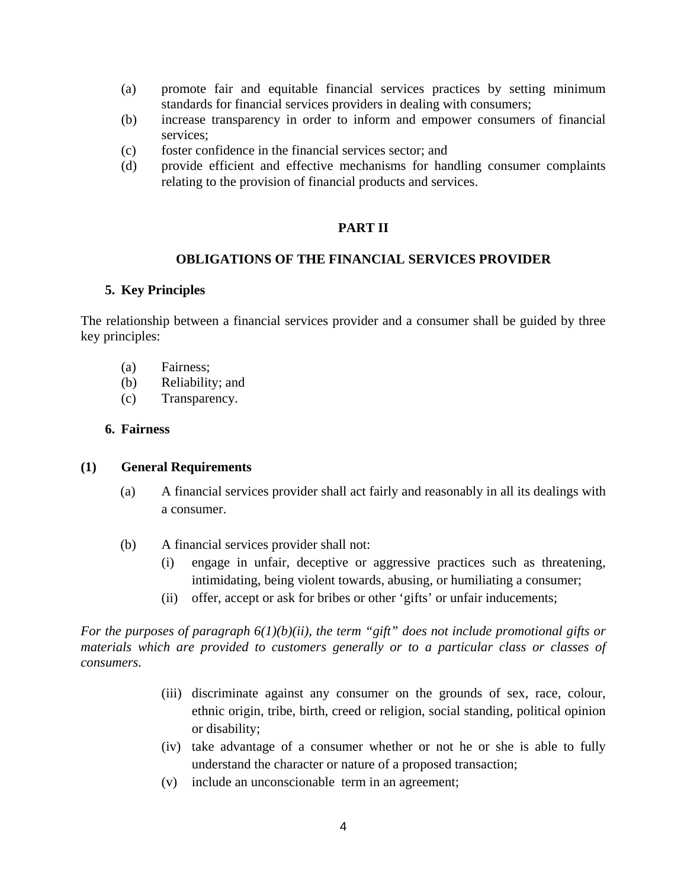(a) promote fair and equitable financial services practices by setting minimum standards for financial services providers in dealing with consumers;
(b) increase transparency in order to inform and empower consumers of financial services;
(c) foster confidence in the financial services sector; and
(d) provide efficient and effective mechanisms for handling consumer complaints relating to the provision of financial products and services.

## PART II

## OBLIGATIONS OF THE FINANCIAL SERVICES PROVIDER

### 5. Key Principles

The relationship between a financial services provider and a consumer shall be guided by three key principles:

(a) Fairness;
(b) Reliability; and
(c) Transparency.

### 6. Fairness

**(1) General Requirements**

(a) A financial services provider shall act fairly and reasonably in all its dealings with a consumer.

(b) A financial services provider shall not:
  (i) engage in unfair, deceptive or aggressive practices such as threatening, intimidating, being violent towards, abusing, or humiliating a consumer;
  (ii) offer, accept or ask for bribes or other 'gifts' or unfair inducements;

*For the purposes of paragraph 6(1)(b)(ii), the term "gift" does not include promotional gifts or materials which are provided to customers generally or to a particular class or classes of consumers.*

  (iii) discriminate against any consumer on the grounds of sex, race, colour, ethnic origin, tribe, birth, creed or religion, social standing, political opinion or disability;
  (iv) take advantage of a consumer whether or not he or she is able to fully understand the character or nature of a proposed transaction;
  (v) include an unconscionable term in an agreement;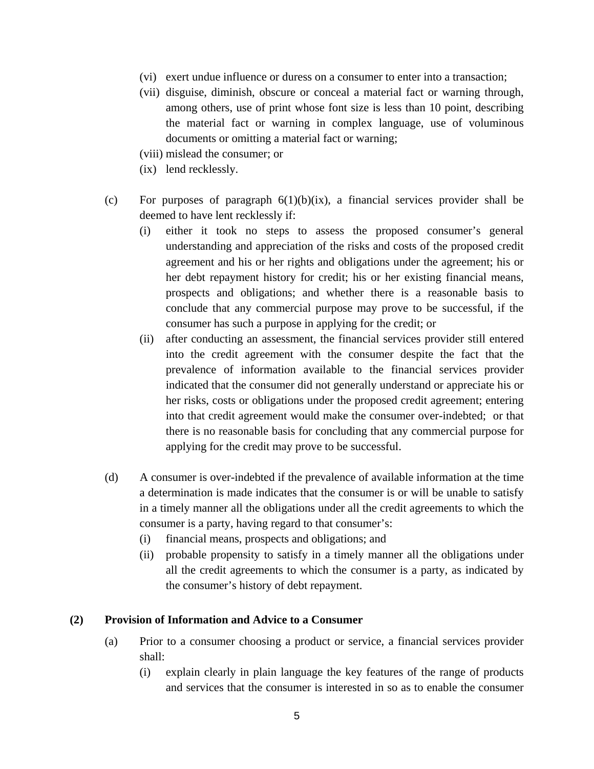(vi) exert undue influence or duress on a consumer to enter into a transaction;

(vii) disguise, diminish, obscure or conceal a material fact or warning through, among others, use of print whose font size is less than 10 point, describing the material fact or warning in complex language, use of voluminous documents or omitting a material fact or warning;

(viii) mislead the consumer; or

(ix) lend recklessly.

(c) For purposes of paragraph 6(1)(b)(ix), a financial services provider shall be deemed to have lent recklessly if:

(i) either it took no steps to assess the proposed consumer's general understanding and appreciation of the risks and costs of the proposed credit agreement and his or her rights and obligations under the agreement; his or her debt repayment history for credit; his or her existing financial means, prospects and obligations; and whether there is a reasonable basis to conclude that any commercial purpose may prove to be successful, if the consumer has such a purpose in applying for the credit; or

(ii) after conducting an assessment, the financial services provider still entered into the credit agreement with the consumer despite the fact that the prevalence of information available to the financial services provider indicated that the consumer did not generally understand or appreciate his or her risks, costs or obligations under the proposed credit agreement; entering into that credit agreement would make the consumer over-indebted; or that there is no reasonable basis for concluding that any commercial purpose for applying for the credit may prove to be successful.

(d) A consumer is over-indebted if the prevalence of available information at the time a determination is made indicates that the consumer is or will be unable to satisfy in a timely manner all the obligations under all the credit agreements to which the consumer is a party, having regard to that consumer's:

(i) financial means, prospects and obligations; and

(ii) probable propensity to satisfy in a timely manner all the obligations under all the credit agreements to which the consumer is a party, as indicated by the consumer's history of debt repayment.

**(2) Provision of Information and Advice to a Consumer**

(a) Prior to a consumer choosing a product or service, a financial services provider shall:

(i) explain clearly in plain language the key features of the range of products and services that the consumer is interested in so as to enable the consumer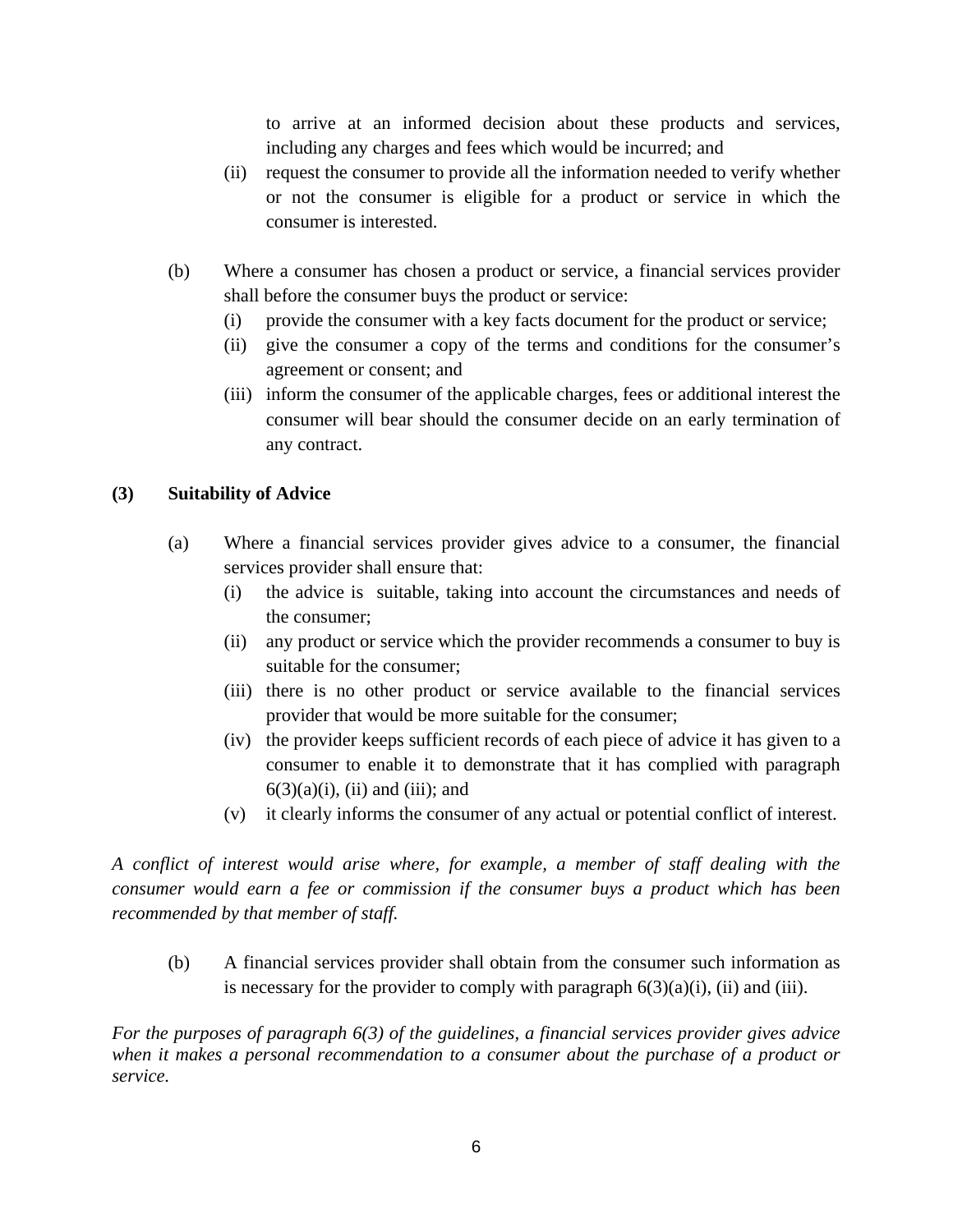to arrive at an informed decision about these products and services, including any charges and fees which would be incurred; and

(ii) request the consumer to provide all the information needed to verify whether or not the consumer is eligible for a product or service in which the consumer is interested.

(b) Where a consumer has chosen a product or service, a financial services provider shall before the consumer buys the product or service:

(i) provide the consumer with a key facts document for the product or service;

(ii) give the consumer a copy of the terms and conditions for the consumer's agreement or consent; and

(iii) inform the consumer of the applicable charges, fees or additional interest the consumer will bear should the consumer decide on an early termination of any contract.

**(3) Suitability of Advice**

(a) Where a financial services provider gives advice to a consumer, the financial services provider shall ensure that:

(i) the advice is suitable, taking into account the circumstances and needs of the consumer;

(ii) any product or service which the provider recommends a consumer to buy is suitable for the consumer;

(iii) there is no other product or service available to the financial services provider that would be more suitable for the consumer;

(iv) the provider keeps sufficient records of each piece of advice it has given to a consumer to enable it to demonstrate that it has complied with paragraph 6(3)(a)(i), (ii) and (iii); and

(v) it clearly informs the consumer of any actual or potential conflict of interest.

*A conflict of interest would arise where, for example, a member of staff dealing with the consumer would earn a fee or commission if the consumer buys a product which has been recommended by that member of staff.*

(b) A financial services provider shall obtain from the consumer such information as is necessary for the provider to comply with paragraph 6(3)(a)(i), (ii) and (iii).

*For the purposes of paragraph 6(3) of the guidelines, a financial services provider gives advice when it makes a personal recommendation to a consumer about the purchase of a product or service.*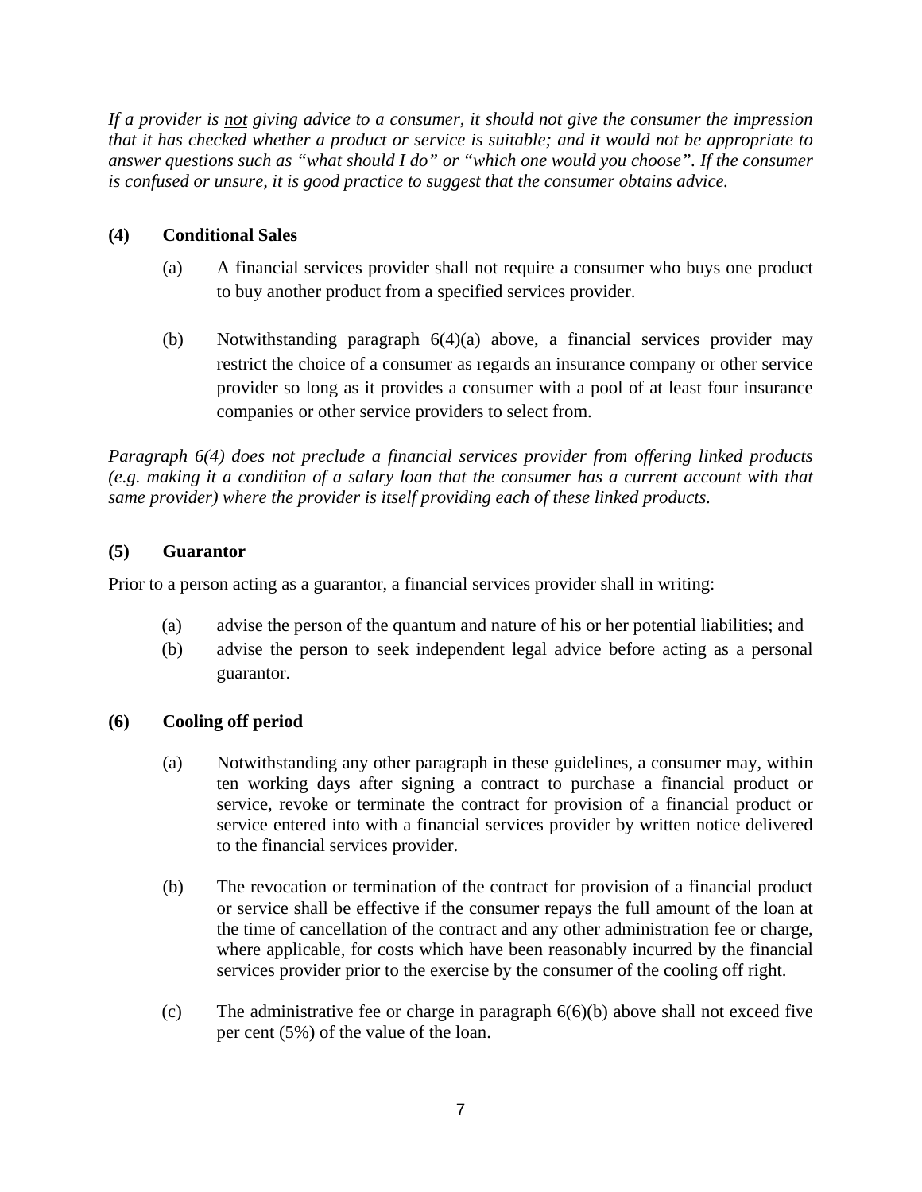*If a provider is* <u>*not*</u> *giving advice to a consumer, it should not give the consumer the impression that it has checked whether a product or service is suitable; and it would not be appropriate to answer questions such as "what should I do" or "which one would you choose". If the consumer is confused or unsure, it is good practice to suggest that the consumer obtains advice.*

**(4) Conditional Sales**

(a) A financial services provider shall not require a consumer who buys one product to buy another product from a specified services provider.

(b) Notwithstanding paragraph 6(4)(a) above, a financial services provider may restrict the choice of a consumer as regards an insurance company or other service provider so long as it provides a consumer with a pool of at least four insurance companies or other service providers to select from.

*Paragraph 6(4) does not preclude a financial services provider from offering linked products (e.g. making it a condition of a salary loan that the consumer has a current account with that same provider) where the provider is itself providing each of these linked products.*

**(5) Guarantor**

Prior to a person acting as a guarantor, a financial services provider shall in writing:

(a) advise the person of the quantum and nature of his or her potential liabilities; and
(b) advise the person to seek independent legal advice before acting as a personal guarantor.

**(6) Cooling off period**

(a) Notwithstanding any other paragraph in these guidelines, a consumer may, within ten working days after signing a contract to purchase a financial product or service, revoke or terminate the contract for provision of a financial product or service entered into with a financial services provider by written notice delivered to the financial services provider.

(b) The revocation or termination of the contract for provision of a financial product or service shall be effective if the consumer repays the full amount of the loan at the time of cancellation of the contract and any other administration fee or charge, where applicable, for costs which have been reasonably incurred by the financial services provider prior to the exercise by the consumer of the cooling off right.

(c) The administrative fee or charge in paragraph 6(6)(b) above shall not exceed five per cent (5%) of the value of the loan.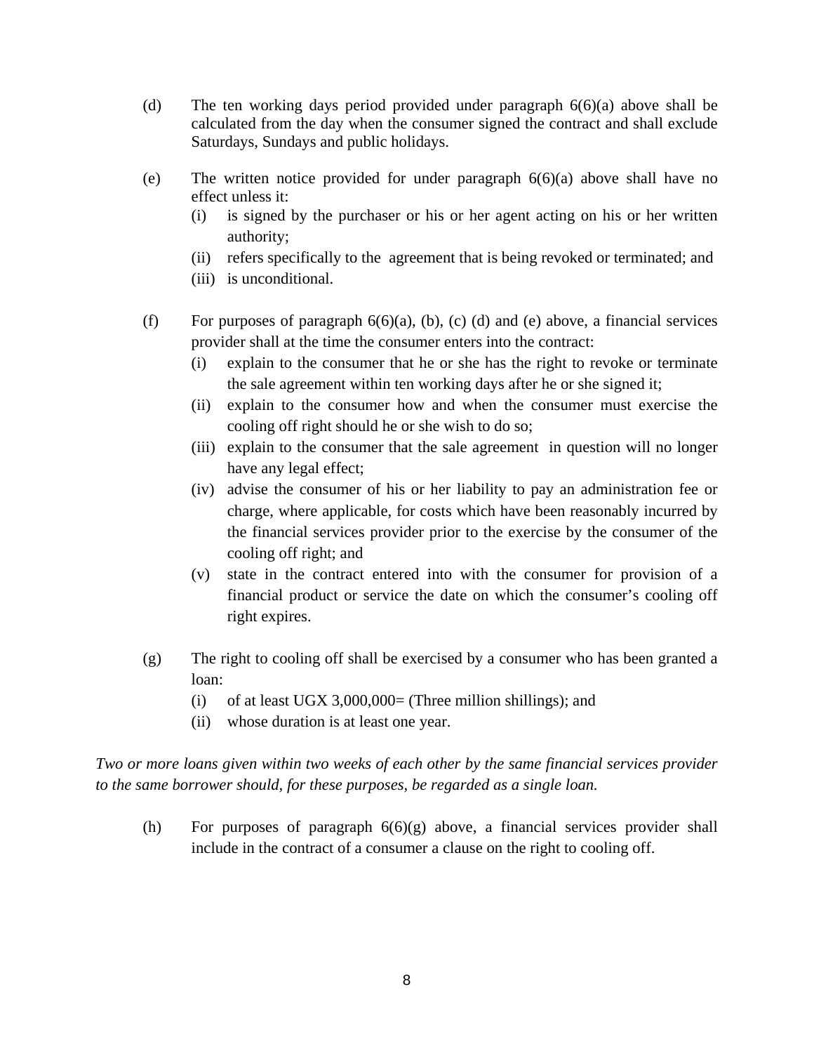(d) The ten working days period provided under paragraph 6(6)(a) above shall be calculated from the day when the consumer signed the contract and shall exclude Saturdays, Sundays and public holidays.

(e) The written notice provided for under paragraph 6(6)(a) above shall have no effect unless it:
   - (i) is signed by the purchaser or his or her agent acting on his or her written authority;
   - (ii) refers specifically to the agreement that is being revoked or terminated; and
   - (iii) is unconditional.

(f) For purposes of paragraph 6(6)(a), (b), (c) (d) and (e) above, a financial services provider shall at the time the consumer enters into the contract:
   - (i) explain to the consumer that he or she has the right to revoke or terminate the sale agreement within ten working days after he or she signed it;
   - (ii) explain to the consumer how and when the consumer must exercise the cooling off right should he or she wish to do so;
   - (iii) explain to the consumer that the sale agreement in question will no longer have any legal effect;
   - (iv) advise the consumer of his or her liability to pay an administration fee or charge, where applicable, for costs which have been reasonably incurred by the financial services provider prior to the exercise by the consumer of the cooling off right; and
   - (v) state in the contract entered into with the consumer for provision of a financial product or service the date on which the consumer's cooling off right expires.

(g) The right to cooling off shall be exercised by a consumer who has been granted a loan:
   - (i) of at least UGX 3,000,000= (Three million shillings); and
   - (ii) whose duration is at least one year.

*Two or more loans given within two weeks of each other by the same financial services provider to the same borrower should, for these purposes, be regarded as a single loan.*

(h) For purposes of paragraph 6(6)(g) above, a financial services provider shall include in the contract of a consumer a clause on the right to cooling off.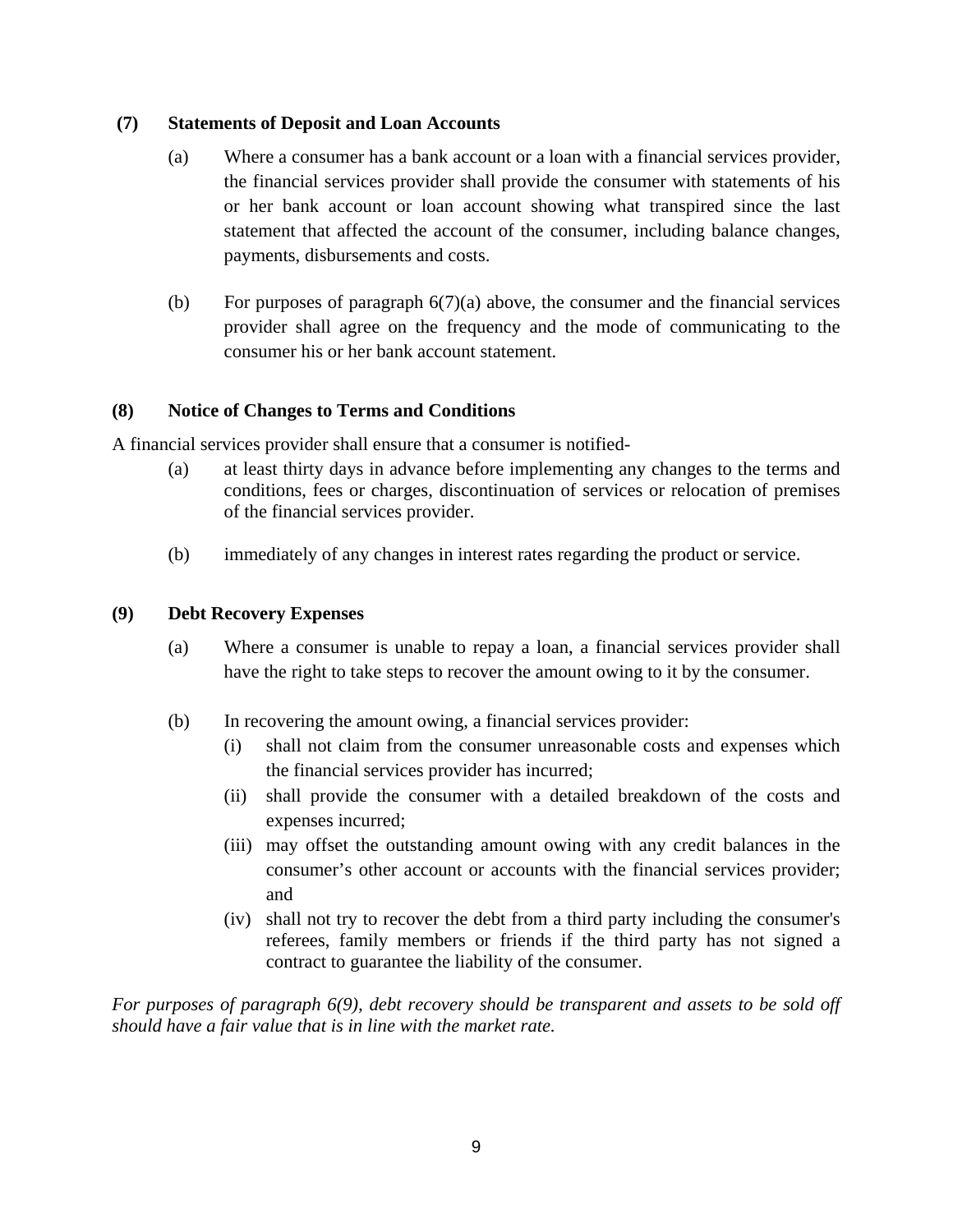**(7) Statements of Deposit and Loan Accounts**

(a) Where a consumer has a bank account or a loan with a financial services provider, the financial services provider shall provide the consumer with statements of his or her bank account or loan account showing what transpired since the last statement that affected the account of the consumer, including balance changes, payments, disbursements and costs.

(b) For purposes of paragraph 6(7)(a) above, the consumer and the financial services provider shall agree on the frequency and the mode of communicating to the consumer his or her bank account statement.

**(8) Notice of Changes to Terms and Conditions**

A financial services provider shall ensure that a consumer is notified-

(a) at least thirty days in advance before implementing any changes to the terms and conditions, fees or charges, discontinuation of services or relocation of premises of the financial services provider.

(b) immediately of any changes in interest rates regarding the product or service.

**(9) Debt Recovery Expenses**

(a) Where a consumer is unable to repay a loan, a financial services provider shall have the right to take steps to recover the amount owing to it by the consumer.

(b) In recovering the amount owing, a financial services provider:

- (i) shall not claim from the consumer unreasonable costs and expenses which the financial services provider has incurred;
- (ii) shall provide the consumer with a detailed breakdown of the costs and expenses incurred;
- (iii) may offset the outstanding amount owing with any credit balances in the consumer's other account or accounts with the financial services provider; and
- (iv) shall not try to recover the debt from a third party including the consumer's referees, family members or friends if the third party has not signed a contract to guarantee the liability of the consumer.

*For purposes of paragraph 6(9), debt recovery should be transparent and assets to be sold off should have a fair value that is in line with the market rate.*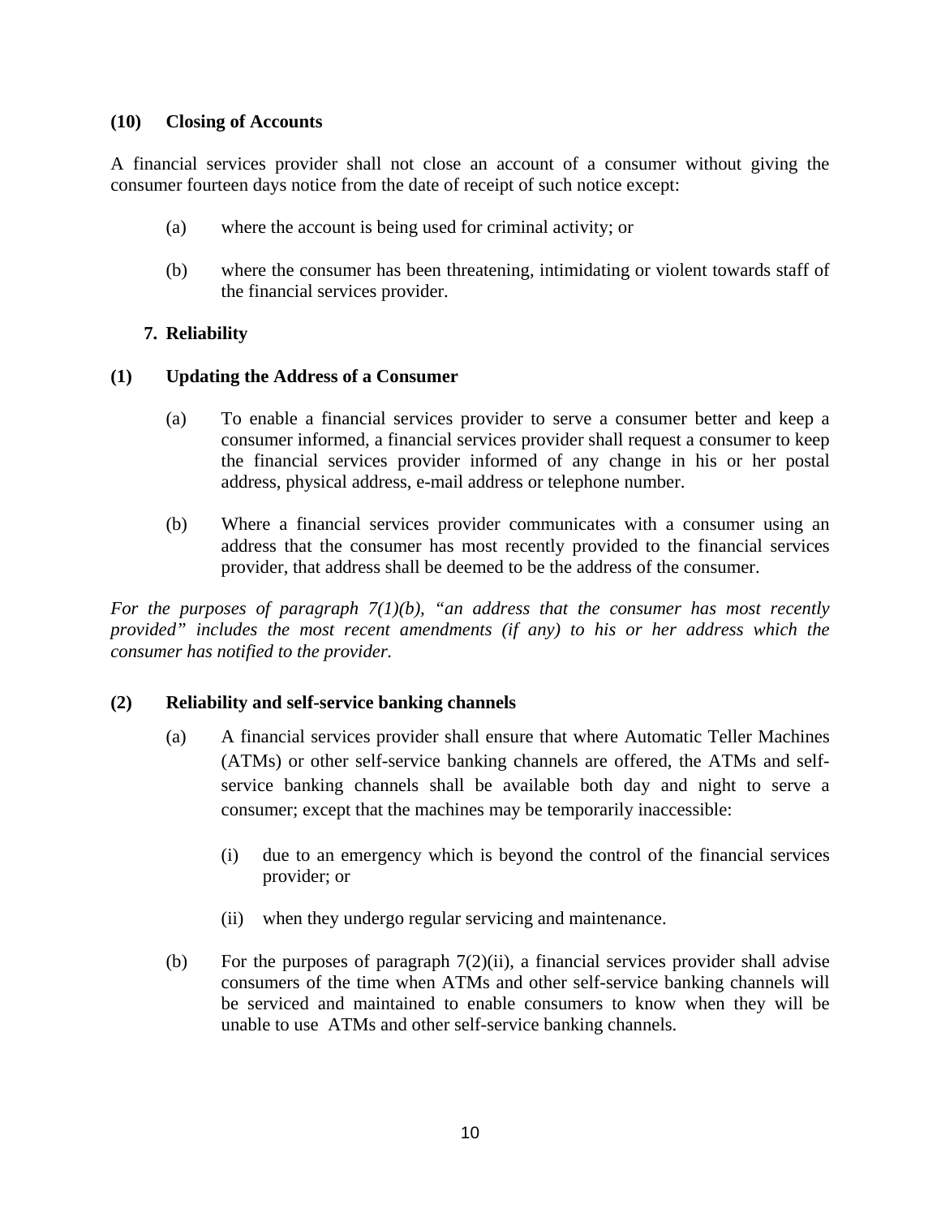**(10) Closing of Accounts**

A financial services provider shall not close an account of a consumer without giving the consumer fourteen days notice from the date of receipt of such notice except:

(a) where the account is being used for criminal activity; or

(b) where the consumer has been threatening, intimidating or violent towards staff of the financial services provider.

**7. Reliability**

**(1) Updating the Address of a Consumer**

(a) To enable a financial services provider to serve a consumer better and keep a consumer informed, a financial services provider shall request a consumer to keep the financial services provider informed of any change in his or her postal address, physical address, e-mail address or telephone number.

(b) Where a financial services provider communicates with a consumer using an address that the consumer has most recently provided to the financial services provider, that address shall be deemed to be the address of the consumer.

*For the purposes of paragraph 7(1)(b), "an address that the consumer has most recently provided" includes the most recent amendments (if any) to his or her address which the consumer has notified to the provider.*

**(2) Reliability and self-service banking channels**

(a) A financial services provider shall ensure that where Automatic Teller Machines (ATMs) or other self-service banking channels are offered, the ATMs and self-service banking channels shall be available both day and night to serve a consumer; except that the machines may be temporarily inaccessible:

(i) due to an emergency which is beyond the control of the financial services provider; or

(ii) when they undergo regular servicing and maintenance.

(b) For the purposes of paragraph 7(2)(ii), a financial services provider shall advise consumers of the time when ATMs and other self-service banking channels will be serviced and maintained to enable consumers to know when they will be unable to use ATMs and other self-service banking channels.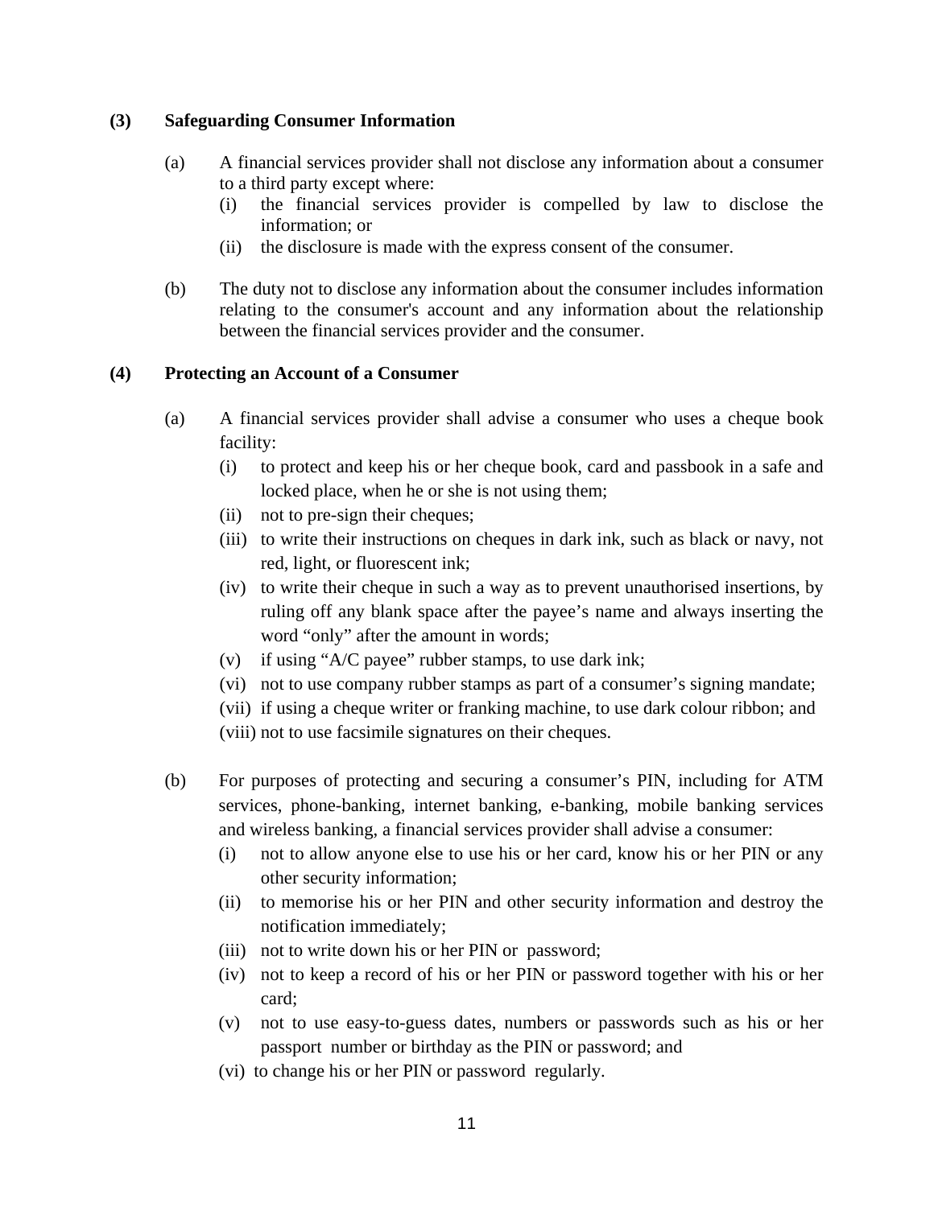**(3) Safeguarding Consumer Information**

(a) A financial services provider shall not disclose any information about a consumer to a third party except where:

  (i) the financial services provider is compelled by law to disclose the information; or
  (ii) the disclosure is made with the express consent of the consumer.

(b) The duty not to disclose any information about the consumer includes information relating to the consumer's account and any information about the relationship between the financial services provider and the consumer.

**(4) Protecting an Account of a Consumer**

(a) A financial services provider shall advise a consumer who uses a cheque book facility:

  (i) to protect and keep his or her cheque book, card and passbook in a safe and locked place, when he or she is not using them;
  (ii) not to pre-sign their cheques;
  (iii) to write their instructions on cheques in dark ink, such as black or navy, not red, light, or fluorescent ink;
  (iv) to write their cheque in such a way as to prevent unauthorised insertions, by ruling off any blank space after the payee's name and always inserting the word "only" after the amount in words;
  (v) if using "A/C payee" rubber stamps, to use dark ink;
  (vi) not to use company rubber stamps as part of a consumer's signing mandate;
  (vii) if using a cheque writer or franking machine, to use dark colour ribbon; and
  (viii) not to use facsimile signatures on their cheques.

(b) For purposes of protecting and securing a consumer's PIN, including for ATM services, phone-banking, internet banking, e-banking, mobile banking services and wireless banking, a financial services provider shall advise a consumer:

  (i) not to allow anyone else to use his or her card, know his or her PIN or any other security information;
  (ii) to memorise his or her PIN and other security information and destroy the notification immediately;
  (iii) not to write down his or her PIN or password;
  (iv) not to keep a record of his or her PIN or password together with his or her card;
  (v) not to use easy-to-guess dates, numbers or passwords such as his or her passport number or birthday as the PIN or password; and
  (vi) to change his or her PIN or password regularly.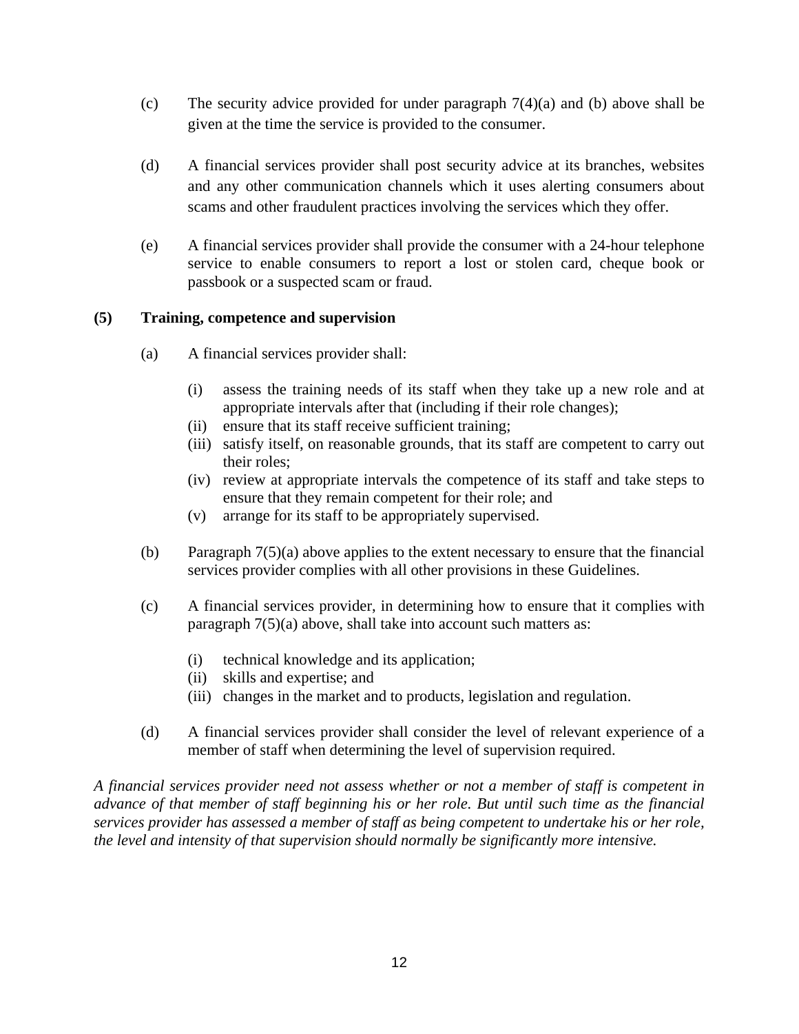(c) The security advice provided for under paragraph 7(4)(a) and (b) above shall be given at the time the service is provided to the consumer.

(d) A financial services provider shall post security advice at its branches, websites and any other communication channels which it uses alerting consumers about scams and other fraudulent practices involving the services which they offer.

(e) A financial services provider shall provide the consumer with a 24-hour telephone service to enable consumers to report a lost or stolen card, cheque book or passbook or a suspected scam or fraud.

**(5) Training, competence and supervision**

(a) A financial services provider shall:

(i) assess the training needs of its staff when they take up a new role and at appropriate intervals after that (including if their role changes);
(ii) ensure that its staff receive sufficient training;
(iii) satisfy itself, on reasonable grounds, that its staff are competent to carry out their roles;
(iv) review at appropriate intervals the competence of its staff and take steps to ensure that they remain competent for their role; and
(v) arrange for its staff to be appropriately supervised.

(b) Paragraph 7(5)(a) above applies to the extent necessary to ensure that the financial services provider complies with all other provisions in these Guidelines.

(c) A financial services provider, in determining how to ensure that it complies with paragraph 7(5)(a) above, shall take into account such matters as:

(i) technical knowledge and its application;
(ii) skills and expertise; and
(iii) changes in the market and to products, legislation and regulation.

(d) A financial services provider shall consider the level of relevant experience of a member of staff when determining the level of supervision required.

*A financial services provider need not assess whether or not a member of staff is competent in advance of that member of staff beginning his or her role. But until such time as the financial services provider has assessed a member of staff as being competent to undertake his or her role, the level and intensity of that supervision should normally be significantly more intensive.*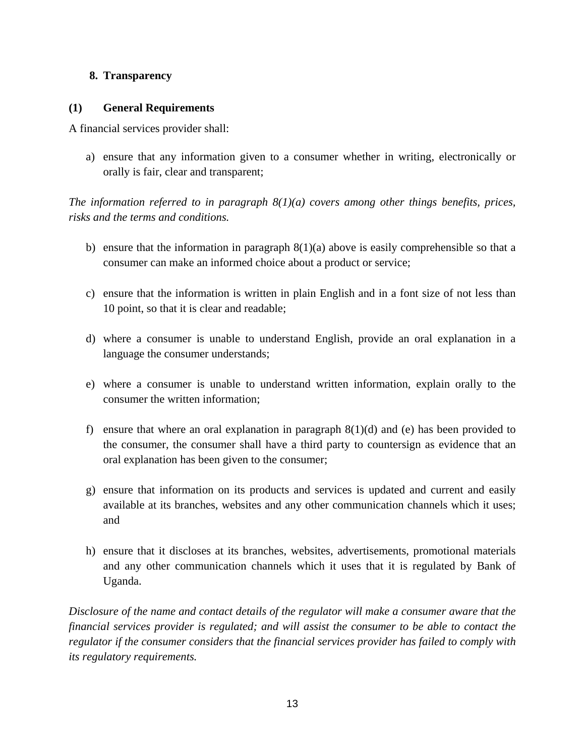## 8. Transparency

### (1) General Requirements

A financial services provider shall:

a) ensure that any information given to a consumer whether in writing, electronically or orally is fair, clear and transparent;

*The information referred to in paragraph 8(1)(a) covers among other things benefits, prices, risks and the terms and conditions.*

b) ensure that the information in paragraph 8(1)(a) above is easily comprehensible so that a consumer can make an informed choice about a product or service;

c) ensure that the information is written in plain English and in a font size of not less than 10 point, so that it is clear and readable;

d) where a consumer is unable to understand English, provide an oral explanation in a language the consumer understands;

e) where a consumer is unable to understand written information, explain orally to the consumer the written information;

f) ensure that where an oral explanation in paragraph 8(1)(d) and (e) has been provided to the consumer, the consumer shall have a third party to countersign as evidence that an oral explanation has been given to the consumer;

g) ensure that information on its products and services is updated and current and easily available at its branches, websites and any other communication channels which it uses; and

h) ensure that it discloses at its branches, websites, advertisements, promotional materials and any other communication channels which it uses that it is regulated by Bank of Uganda.

*Disclosure of the name and contact details of the regulator will make a consumer aware that the financial services provider is regulated; and will assist the consumer to be able to contact the regulator if the consumer considers that the financial services provider has failed to comply with its regulatory requirements.*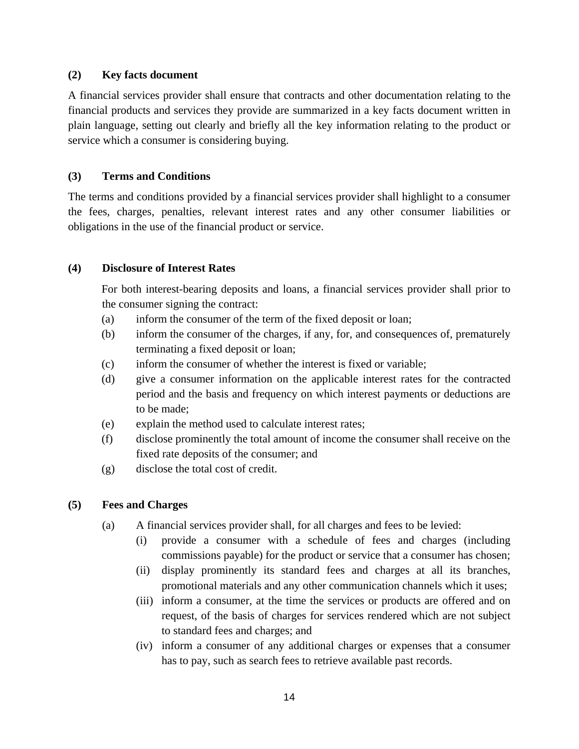**(2) Key facts document**

A financial services provider shall ensure that contracts and other documentation relating to the financial products and services they provide are summarized in a key facts document written in plain language, setting out clearly and briefly all the key information relating to the product or service which a consumer is considering buying.

**(3) Terms and Conditions**

The terms and conditions provided by a financial services provider shall highlight to a consumer the fees, charges, penalties, relevant interest rates and any other consumer liabilities or obligations in the use of the financial product or service.

**(4) Disclosure of Interest Rates**

For both interest-bearing deposits and loans, a financial services provider shall prior to the consumer signing the contract:

- (a) inform the consumer of the term of the fixed deposit or loan;
- (b) inform the consumer of the charges, if any, for, and consequences of, prematurely terminating a fixed deposit or loan;
- (c) inform the consumer of whether the interest is fixed or variable;
- (d) give a consumer information on the applicable interest rates for the contracted period and the basis and frequency on which interest payments or deductions are to be made;
- (e) explain the method used to calculate interest rates;
- (f) disclose prominently the total amount of income the consumer shall receive on the fixed rate deposits of the consumer; and
- (g) disclose the total cost of credit.

**(5) Fees and Charges**

- (a) A financial services provider shall, for all charges and fees to be levied:
  - (i) provide a consumer with a schedule of fees and charges (including commissions payable) for the product or service that a consumer has chosen;
  - (ii) display prominently its standard fees and charges at all its branches, promotional materials and any other communication channels which it uses;
  - (iii) inform a consumer, at the time the services or products are offered and on request, of the basis of charges for services rendered which are not subject to standard fees and charges; and
  - (iv) inform a consumer of any additional charges or expenses that a consumer has to pay, such as search fees to retrieve available past records.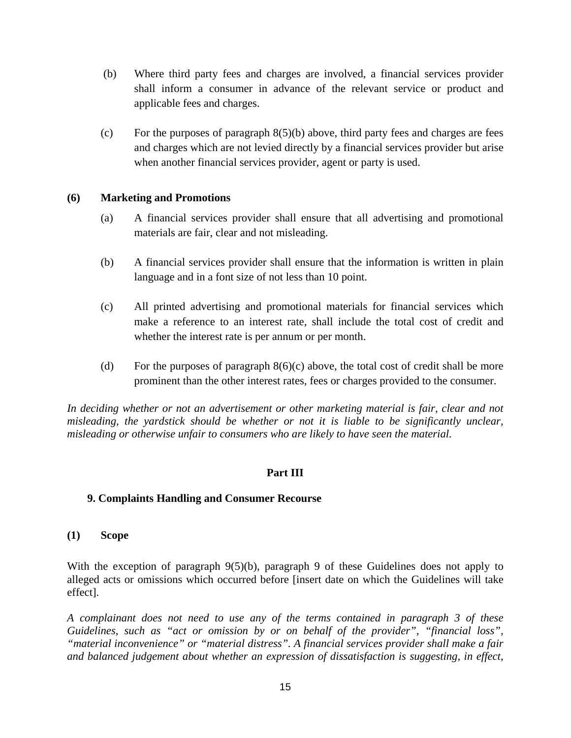(b) Where third party fees and charges are involved, a financial services provider shall inform a consumer in advance of the relevant service or product and applicable fees and charges.

(c) For the purposes of paragraph 8(5)(b) above, third party fees and charges are fees and charges which are not levied directly by a financial services provider but arise when another financial services provider, agent or party is used.

**(6) Marketing and Promotions**

(a) A financial services provider shall ensure that all advertising and promotional materials are fair, clear and not misleading.

(b) A financial services provider shall ensure that the information is written in plain language and in a font size of not less than 10 point.

(c) All printed advertising and promotional materials for financial services which make a reference to an interest rate, shall include the total cost of credit and whether the interest rate is per annum or per month.

(d) For the purposes of paragraph 8(6)(c) above, the total cost of credit shall be more prominent than the other interest rates, fees or charges provided to the consumer.

*In deciding whether or not an advertisement or other marketing material is fair, clear and not misleading, the yardstick should be whether or not it is liable to be significantly unclear, misleading or otherwise unfair to consumers who are likely to have seen the material.*

## Part III

### 9. Complaints Handling and Consumer Recourse

**(1) Scope**

With the exception of paragraph 9(5)(b), paragraph 9 of these Guidelines does not apply to alleged acts or omissions which occurred before [insert date on which the Guidelines will take effect].

*A complainant does not need to use any of the terms contained in paragraph 3 of these Guidelines, such as "act or omission by or on behalf of the provider", "financial loss", "material inconvenience" or "material distress". A financial services provider shall make a fair and balanced judgement about whether an expression of dissatisfaction is suggesting, in effect,*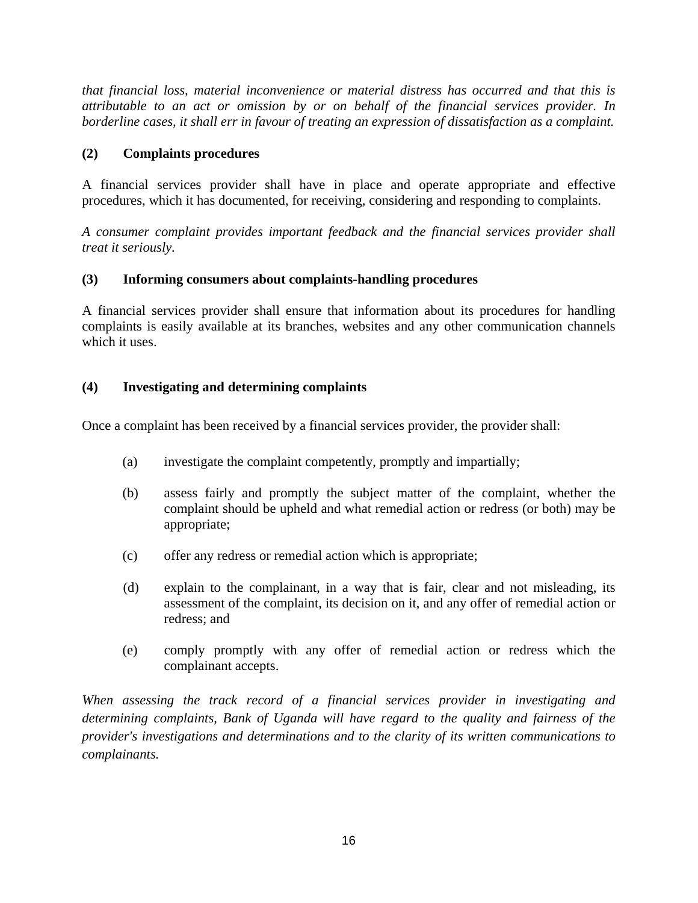*that financial loss, material inconvenience or material distress has occurred and that this is attributable to an act or omission by or on behalf of the financial services provider. In borderline cases, it shall err in favour of treating an expression of dissatisfaction as a complaint.*

**(2) Complaints procedures**

A financial services provider shall have in place and operate appropriate and effective procedures, which it has documented, for receiving, considering and responding to complaints.

*A consumer complaint provides important feedback and the financial services provider shall treat it seriously.*

**(3) Informing consumers about complaints-handling procedures**

A financial services provider shall ensure that information about its procedures for handling complaints is easily available at its branches, websites and any other communication channels which it uses.

**(4) Investigating and determining complaints**

Once a complaint has been received by a financial services provider, the provider shall:

(a) investigate the complaint competently, promptly and impartially;

(b) assess fairly and promptly the subject matter of the complaint, whether the complaint should be upheld and what remedial action or redress (or both) may be appropriate;

(c) offer any redress or remedial action which is appropriate;

(d) explain to the complainant, in a way that is fair, clear and not misleading, its assessment of the complaint, its decision on it, and any offer of remedial action or redress; and

(e) comply promptly with any offer of remedial action or redress which the complainant accepts.

*When assessing the track record of a financial services provider in investigating and determining complaints, Bank of Uganda will have regard to the quality and fairness of the provider's investigations and determinations and to the clarity of its written communications to complainants.*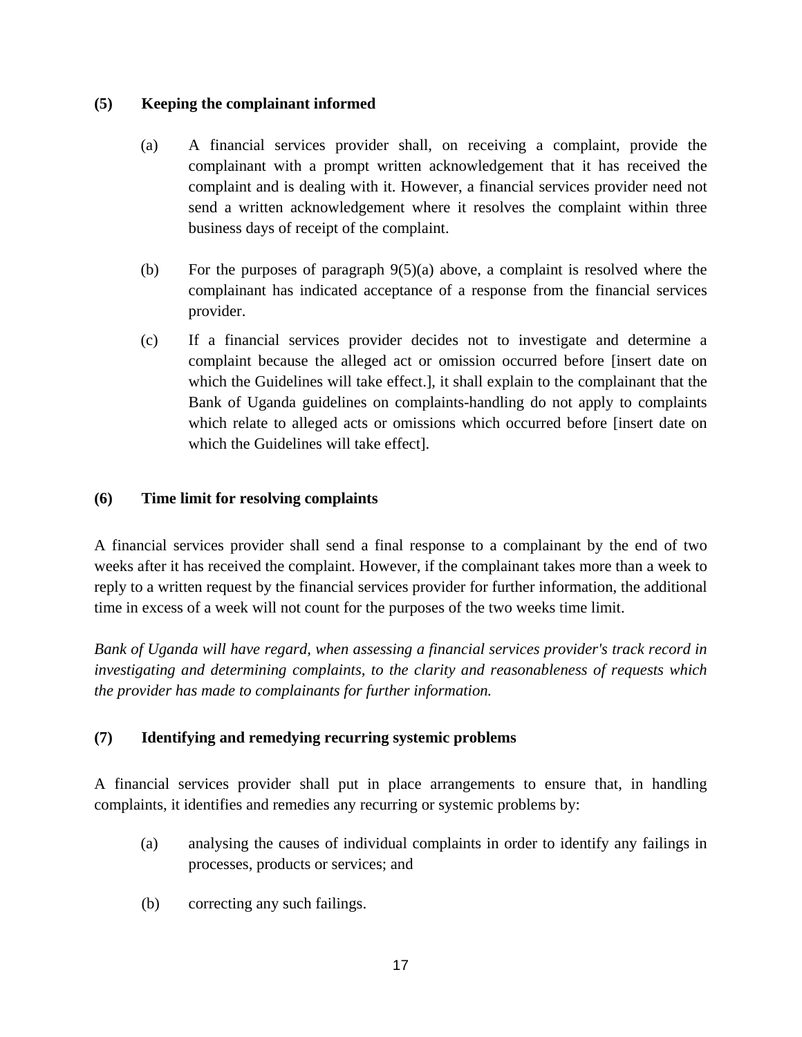**(5) Keeping the complainant informed**

(a) A financial services provider shall, on receiving a complaint, provide the complainant with a prompt written acknowledgement that it has received the complaint and is dealing with it. However, a financial services provider need not send a written acknowledgement where it resolves the complaint within three business days of receipt of the complaint.

(b) For the purposes of paragraph 9(5)(a) above, a complaint is resolved where the complainant has indicated acceptance of a response from the financial services provider.

(c) If a financial services provider decides not to investigate and determine a complaint because the alleged act or omission occurred before [insert date on which the Guidelines will take effect.], it shall explain to the complainant that the Bank of Uganda guidelines on complaints-handling do not apply to complaints which relate to alleged acts or omissions which occurred before [insert date on which the Guidelines will take effect].

**(6) Time limit for resolving complaints**

A financial services provider shall send a final response to a complainant by the end of two weeks after it has received the complaint. However, if the complainant takes more than a week to reply to a written request by the financial services provider for further information, the additional time in excess of a week will not count for the purposes of the two weeks time limit.

*Bank of Uganda will have regard, when assessing a financial services provider's track record in investigating and determining complaints, to the clarity and reasonableness of requests which the provider has made to complainants for further information.*

**(7) Identifying and remedying recurring systemic problems**

A financial services provider shall put in place arrangements to ensure that, in handling complaints, it identifies and remedies any recurring or systemic problems by:

(a) analysing the causes of individual complaints in order to identify any failings in processes, products or services; and

(b) correcting any such failings.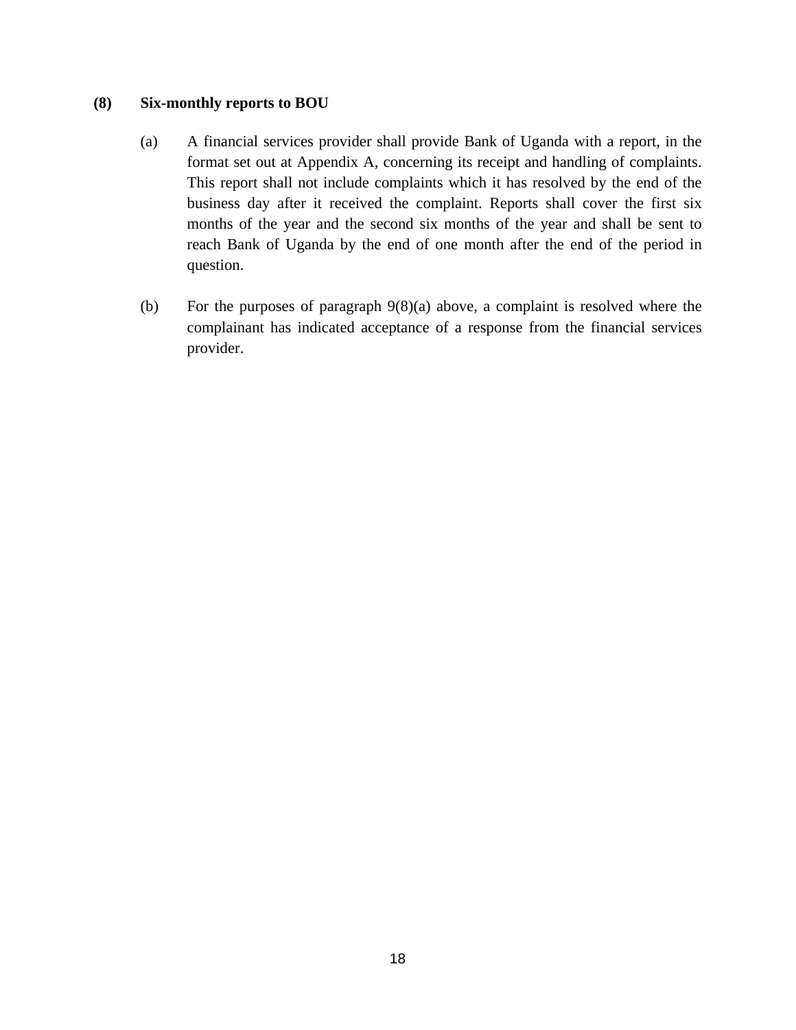**(8) Six-monthly reports to BOU**

(a) A financial services provider shall provide Bank of Uganda with a report, in the format set out at Appendix A, concerning its receipt and handling of complaints. This report shall not include complaints which it has resolved by the end of the business day after it received the complaint. Reports shall cover the first six months of the year and the second six months of the year and shall be sent to reach Bank of Uganda by the end of one month after the end of the period in question.

(b) For the purposes of paragraph 9(8)(a) above, a complaint is resolved where the complainant has indicated acceptance of a response from the financial services provider.